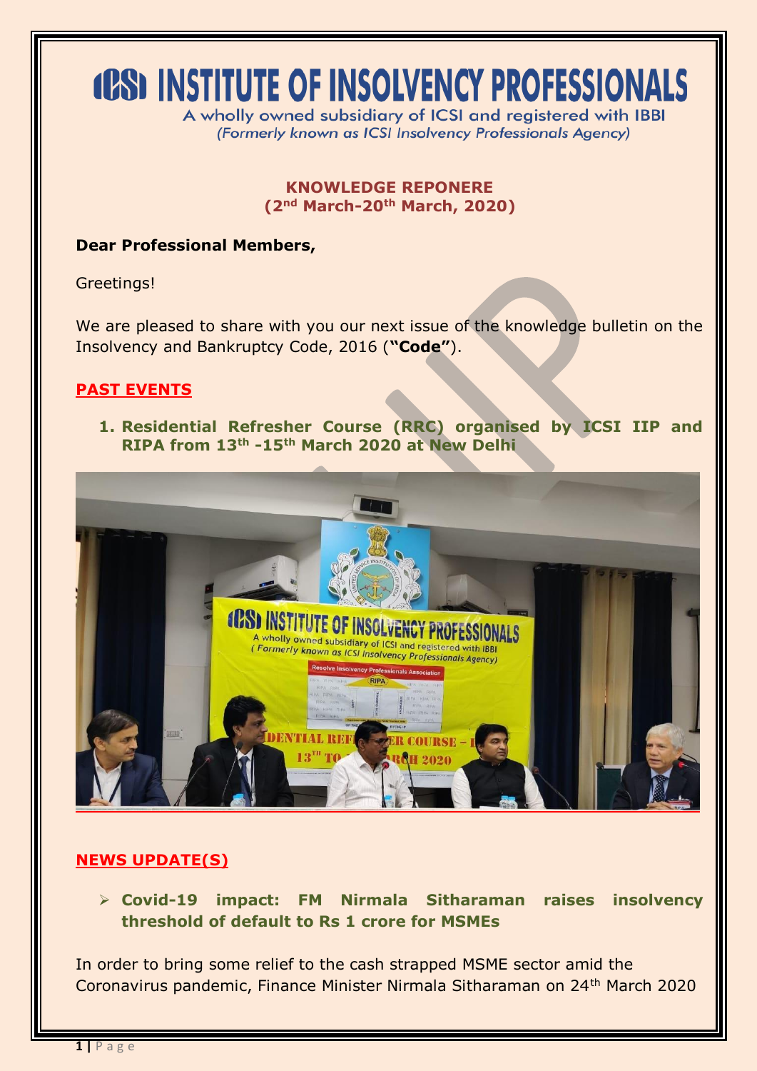# ICSI INSTITUTE OF INSOLVENCY PROFESSIONALS

A wholly owned subsidiary of ICSI and registered with IBBI
*(Formerly known as ICSI Insolvency Professionals Agency)*

**KNOWLEDGE REPONERE**
**(2nd March-20th March, 2020)**

**Dear Professional Members,**

Greetings!

We are pleased to share with you our next issue of the knowledge bulletin on the Insolvency and Bankruptcy Code, 2016 (**"Code"**).

## PAST EVENTS

1. **Residential Refresher Course (RRC) organised by ICSI IIP and RIPA from 13th -15th March 2020 at New Delhi**

## NEWS UPDATE(S)

- **Covid-19 impact: FM Nirmala Sitharaman raises insolvency threshold of default to Rs 1 crore for MSMEs**

In order to bring some relief to the cash strapped MSME sector amid the Coronavirus pandemic, Finance Minister Nirmala Sitharaman on 24th March 2020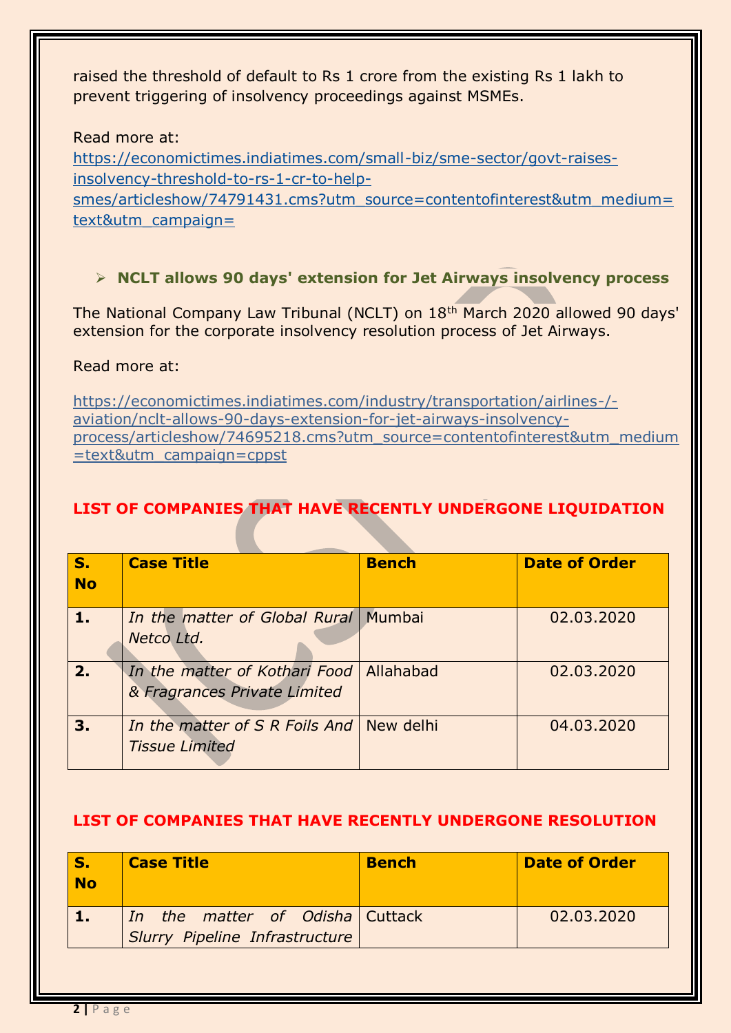raised the threshold of default to Rs 1 crore from the existing Rs 1 lakh to prevent triggering of insolvency proceedings against MSMEs.

Read more at:
[https://economictimes.indiatimes.com/small-biz/sme-sector/govt-raises-insolvency-threshold-to-rs-1-cr-to-help-smes/articleshow/74791431.cms?utm_source=contentofinterest&utm_medium=text&utm_campaign=](https://economictimes.indiatimes.com/small-biz/sme-sector/govt-raises-insolvency-threshold-to-rs-1-cr-to-help-smes/articleshow/74791431.cms?utm_source=contentofinterest&utm_medium=text&utm_campaign=)

- **NCLT allows 90 days' extension for Jet Airways insolvency process**

The National Company Law Tribunal (NCLT) on 18th March 2020 allowed 90 days' extension for the corporate insolvency resolution process of Jet Airways.

Read more at:

[https://economictimes.indiatimes.com/industry/transportation/airlines-/-aviation/nclt-allows-90-days-extension-for-jet-airways-insolvency-process/articleshow/74695218.cms?utm_source=contentofinterest&utm_medium=text&utm_campaign=cppst](https://economictimes.indiatimes.com/industry/transportation/airlines-/-aviation/nclt-allows-90-days-extension-for-jet-airways-insolvency-process/articleshow/74695218.cms?utm_source=contentofinterest&utm_medium=text&utm_campaign=cppst)

## LIST OF COMPANIES THAT HAVE RECENTLY UNDERGONE LIQUIDATION

| S. No | Case Title | Bench | Date of Order |
|---|---|---|---|
| **1.** | *In the matter of Global Rural Netco Ltd.* | Mumbai | 02.03.2020 |
| **2.** | *In the matter of Kothari Food & Fragrances Private Limited* | Allahabad | 02.03.2020 |
| **3.** | *In the matter of S R Foils And Tissue Limited* | New delhi | 04.03.2020 |

## LIST OF COMPANIES THAT HAVE RECENTLY UNDERGONE RESOLUTION

| S. No | Case Title | Bench | Date of Order |
|---|---|---|---|
| **1.** | *In the matter of Odisha Slurry Pipeline Infrastructure* | Cuttack | 02.03.2020 |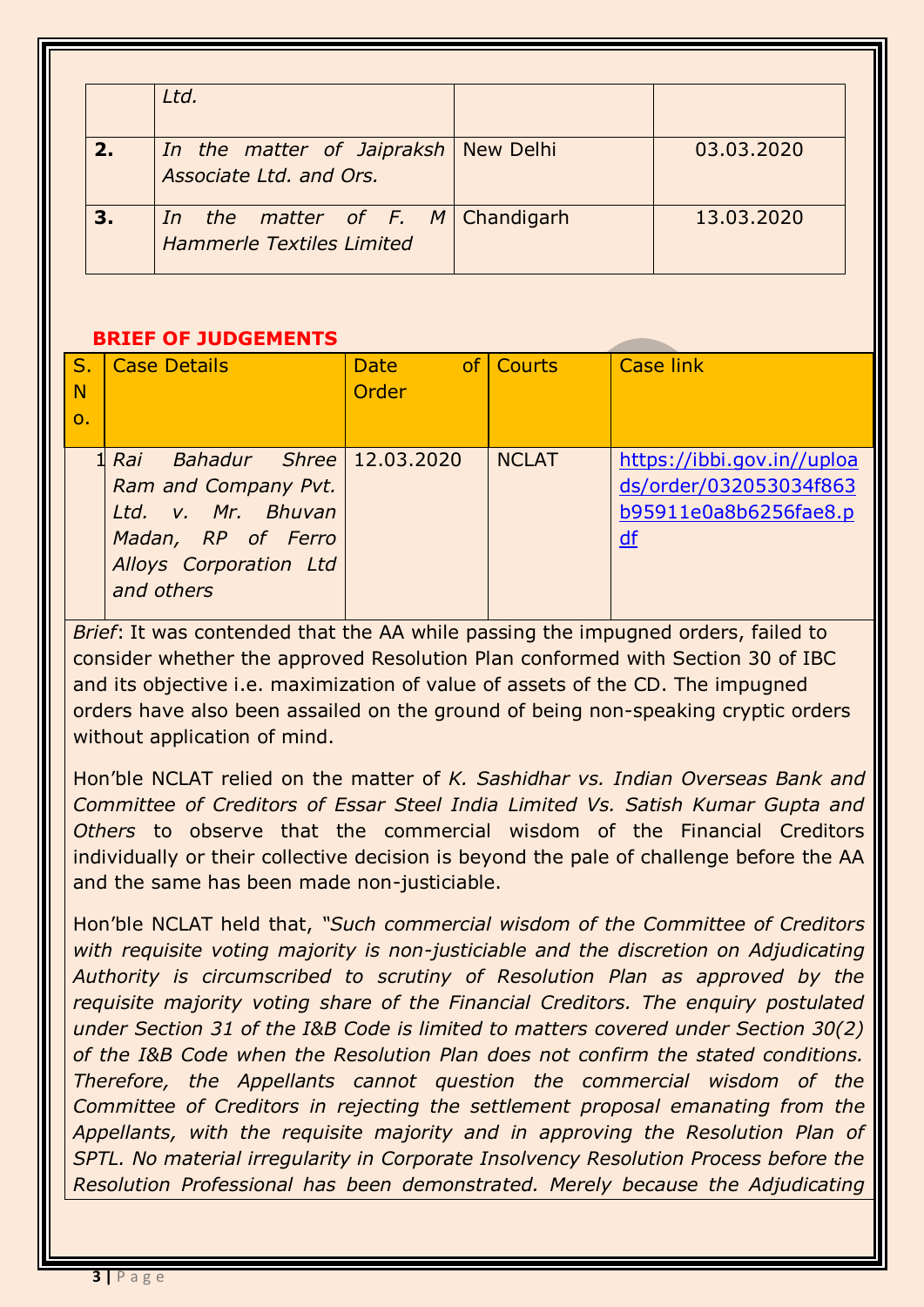|  | Ltd. |  |  |
|---|---|---|---|
| **2.** | *In the matter of Jaipraksh Associate Ltd. and Ors.* | New Delhi | 03.03.2020 |
| **3.** | *In the matter of F. M Hammerle Textiles Limited* | Chandigarh | 13.03.2020 |

**BRIEF OF JUDGEMENTS**

| S. No. | Case Details | Date of Order | Courts | Case link |
|---|---|---|---|---|
| 1 | *Rai Bahadur Shree Ram and Company Pvt. Ltd. v. Mr. Bhuvan Madan, RP of Ferro Alloys Corporation Ltd and others* | 12.03.2020 | NCLAT | https://ibbi.gov.in//uploads/order/032053034f863b95911e0a8b6256fae8.pdf |

*Brief*: It was contended that the AA while passing the impugned orders, failed to consider whether the approved Resolution Plan conformed with Section 30 of IBC and its objective i.e. maximization of value of assets of the CD. The impugned orders have also been assailed on the ground of being non-speaking cryptic orders without application of mind.

Hon'ble NCLAT relied on the matter of *K. Sashidhar vs. Indian Overseas Bank and Committee of Creditors of Essar Steel India Limited Vs. Satish Kumar Gupta and Others* to observe that the commercial wisdom of the Financial Creditors individually or their collective decision is beyond the pale of challenge before the AA and the same has been made non-justiciable.

Hon'ble NCLAT held that, *"Such commercial wisdom of the Committee of Creditors with requisite voting majority is non-justiciable and the discretion on Adjudicating Authority is circumscribed to scrutiny of Resolution Plan as approved by the requisite majority voting share of the Financial Creditors. The enquiry postulated under Section 31 of the I&B Code is limited to matters covered under Section 30(2) of the I&B Code when the Resolution Plan does not confirm the stated conditions. Therefore, the Appellants cannot question the commercial wisdom of the Committee of Creditors in rejecting the settlement proposal emanating from the Appellants, with the requisite majority and in approving the Resolution Plan of SPTL. No material irregularity in Corporate Insolvency Resolution Process before the Resolution Professional has been demonstrated. Merely because the Adjudicating*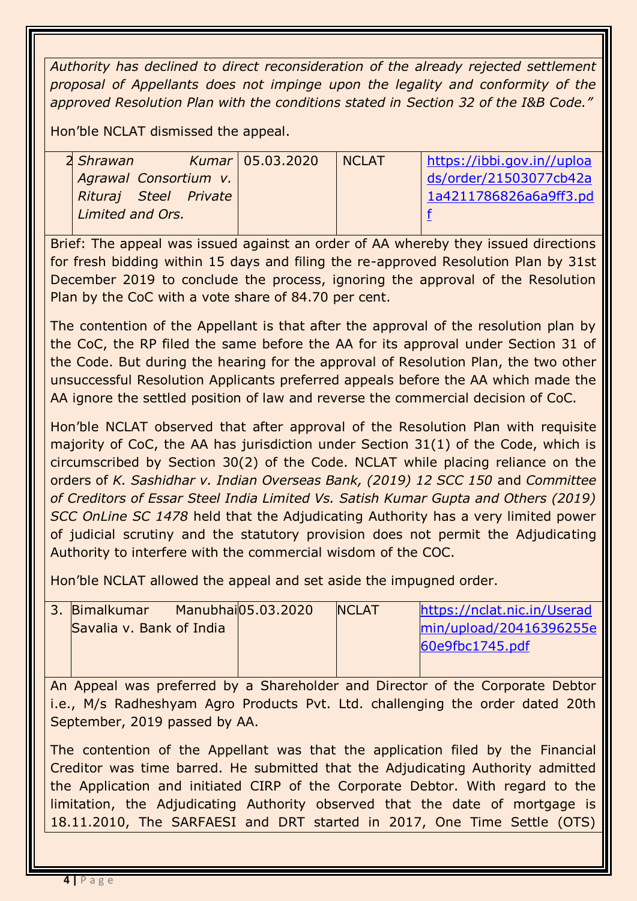*Authority has declined to direct reconsideration of the already rejected settlement proposal of Appellants does not impinge upon the legality and conformity of the approved Resolution Plan with the conditions stated in Section 32 of the I&B Code."*

Hon'ble NCLAT dismissed the appeal.

| 2 | *Shrawan Kumar Agrawal Consortium v. Rituraj Steel Private Limited and Ors.* | 05.03.2020 | NCLAT | https://ibbi.gov.in//uploads/order/21503077cb42a1a4211786826a6a9ff3.pdf |
|---|---|---|---|---|

Brief: The appeal was issued against an order of AA whereby they issued directions for fresh bidding within 15 days and filing the re-approved Resolution Plan by 31st December 2019 to conclude the process, ignoring the approval of the Resolution Plan by the CoC with a vote share of 84.70 per cent.

The contention of the Appellant is that after the approval of the resolution plan by the CoC, the RP filed the same before the AA for its approval under Section 31 of the Code. But during the hearing for the approval of Resolution Plan, the two other unsuccessful Resolution Applicants preferred appeals before the AA which made the AA ignore the settled position of law and reverse the commercial decision of CoC.

Hon'ble NCLAT observed that after approval of the Resolution Plan with requisite majority of CoC, the AA has jurisdiction under Section 31(1) of the Code, which is circumscribed by Section 30(2) of the Code. NCLAT while placing reliance on the orders of *K. Sashidhar v. Indian Overseas Bank, (2019) 12 SCC 150* and *Committee of Creditors of Essar Steel India Limited Vs. Satish Kumar Gupta and Others (2019) SCC OnLine SC 1478* held that the Adjudicating Authority has a very limited power of judicial scrutiny and the statutory provision does not permit the Adjudicating Authority to interfere with the commercial wisdom of the COC.

Hon'ble NCLAT allowed the appeal and set aside the impugned order.

| 3. | Bimalkumar Manubhai Savalia v. Bank of India | 05.03.2020 | NCLAT | https://nclat.nic.in/Useradmin/upload/20416396255e60e9fbc1745.pdf |
|---|---|---|---|---|

An Appeal was preferred by a Shareholder and Director of the Corporate Debtor i.e., M/s Radheshyam Agro Products Pvt. Ltd. challenging the order dated 20th September, 2019 passed by AA.

The contention of the Appellant was that the application filed by the Financial Creditor was time barred. He submitted that the Adjudicating Authority admitted the Application and initiated CIRP of the Corporate Debtor. With regard to the limitation, the Adjudicating Authority observed that the date of mortgage is 18.11.2010, The SARFAESI and DRT started in 2017, One Time Settle (OTS)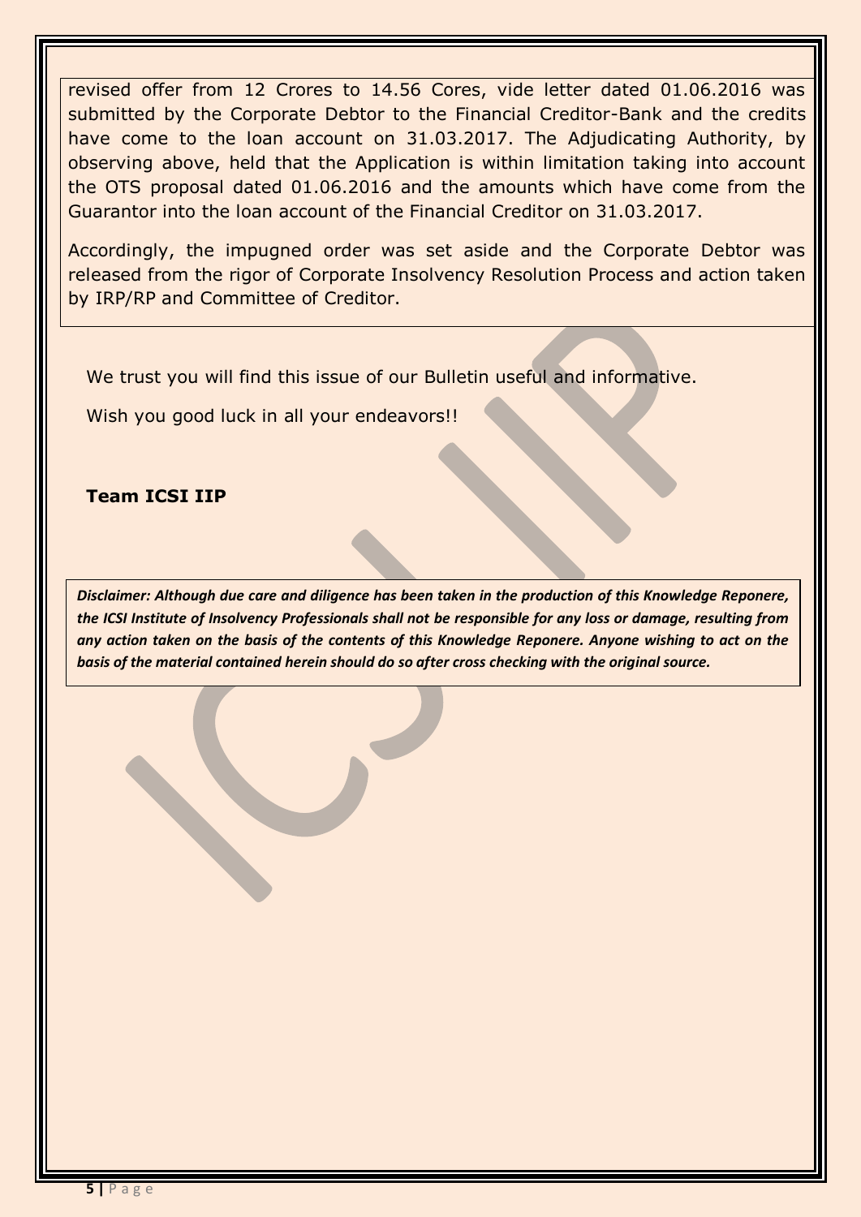revised offer from 12 Crores to 14.56 Cores, vide letter dated 01.06.2016 was submitted by the Corporate Debtor to the Financial Creditor-Bank and the credits have come to the loan account on 31.03.2017. The Adjudicating Authority, by observing above, held that the Application is within limitation taking into account the OTS proposal dated 01.06.2016 and the amounts which have come from the Guarantor into the loan account of the Financial Creditor on 31.03.2017.

Accordingly, the impugned order was set aside and the Corporate Debtor was released from the rigor of Corporate Insolvency Resolution Process and action taken by IRP/RP and Committee of Creditor.

We trust you will find this issue of our Bulletin useful and informative.

Wish you good luck in all your endeavors!!

**Team ICSI IIP**

***Disclaimer: Although due care and diligence has been taken in the production of this Knowledge Reponere, the ICSI Institute of Insolvency Professionals shall not be responsible for any loss or damage, resulting from any action taken on the basis of the contents of this Knowledge Reponere. Anyone wishing to act on the basis of the material contained herein should do so after cross checking with the original source.***